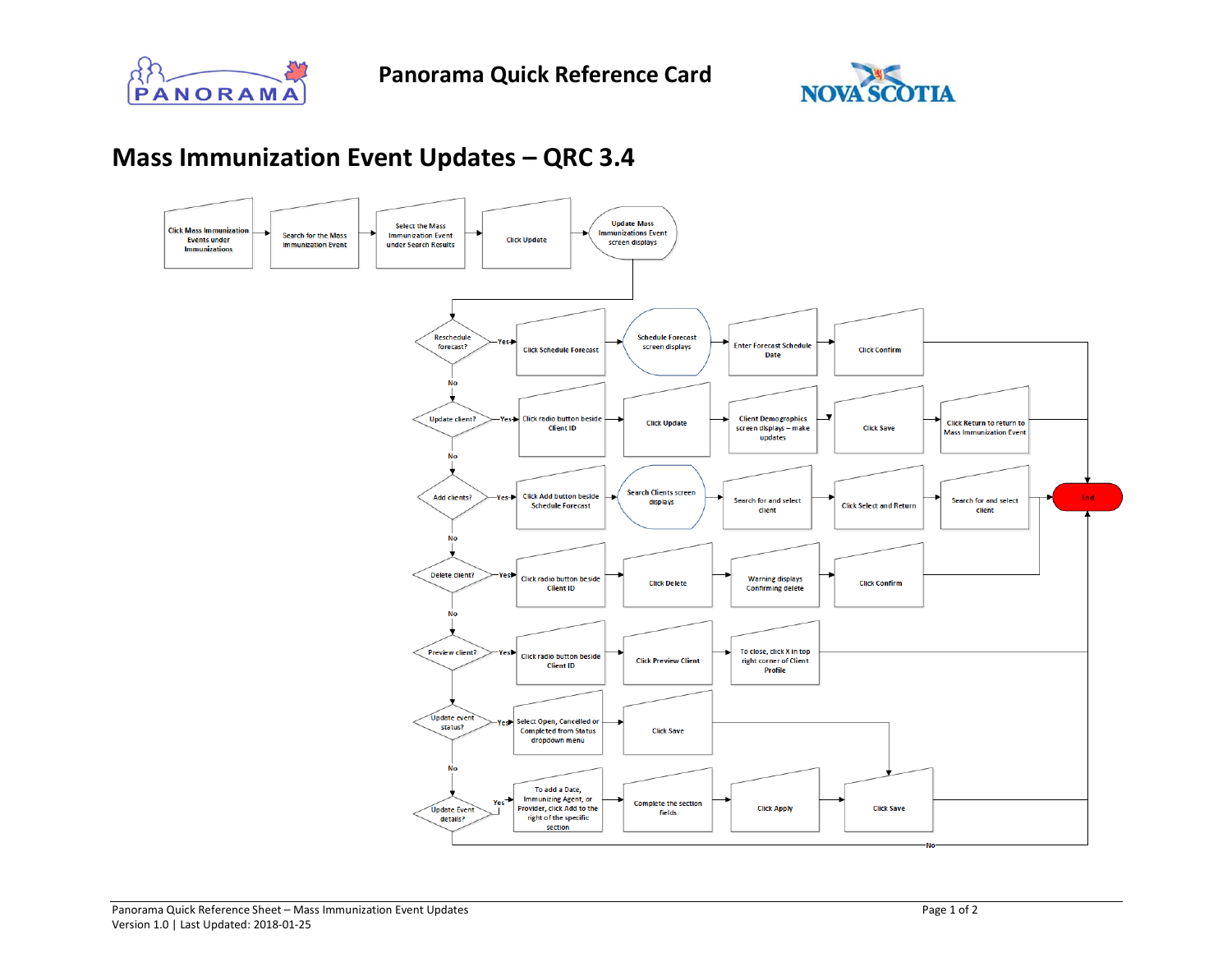Panorama Quick Reference Card

# Mass Immunization Event Updates – QRC 3.4

Click Mass Immunization Events under Immunizations → Search for the Mass Immunization Event → Select the Mass Immunization Event under Search Results → Click Update → Update Mass Immunizations Event screen displays

- **Reschedule forecast?**
  - Yes → Click Schedule Forecast → Schedule Forecast screen displays → Enter Forecast Schedule Date → Click Confirm → End
  - No → Update client?
- **Update client?**
  - Yes → Click radio button beside Client ID → Click Update → Client Demographics screen displays – make updates → Click Save → Click Return to return to Mass Immunization Event → End
  - No → Add clients?
- **Add clients?**
  - Yes → Click Add button beside Schedule Forecast → Search Clients screen displays → Search for and select client → Click Select and Return → Search for and select client → End
  - No → Delete client?
- **Delete client?**
  - Yes → Click radio button beside Client ID → Click Delete → Warning displays Confirming delete → Click Confirm → End
  - No → Preview client?
- **Preview client?**
  - Yes → Click radio button beside Client ID → Click Preview Client → To close, click X in top right corner of Client Profile → End
  - No → Update event status?
- **Update event status?**
  - Yes → Select Open, Cancelled or Completed from Status dropdown menu → Click Save → Click Save → End
  - No → Update Event details?
- **Update Event details?**
  - Yes → To add a Date, Immunizing Agent, or Provider, click Add to the right of the specific section → Complete the section fields → Click Apply → Click Save → End
  - No → End

Panorama Quick Reference Sheet – Mass Immunization Event Updates
Version 1.0 | Last Updated: 2018-01-25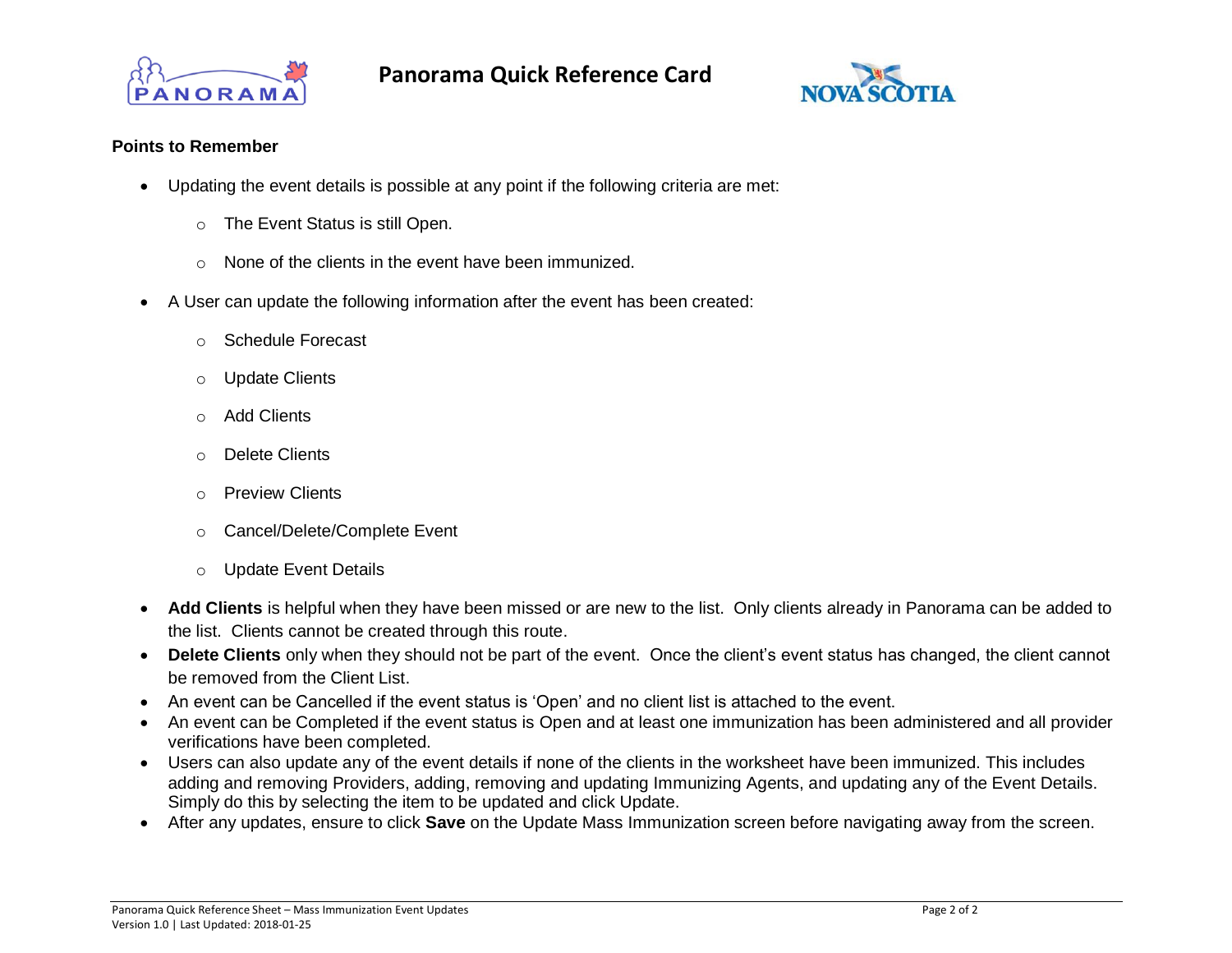**Points to Remember**

- Updating the event details is possible at any point if the following criteria are met:
  - The Event Status is still Open.
  - None of the clients in the event have been immunized.
- A User can update the following information after the event has been created:
  - Schedule Forecast
  - Update Clients
  - Add Clients
  - Delete Clients
  - Preview Clients
  - Cancel/Delete/Complete Event
  - Update Event Details
- **Add Clients** is helpful when they have been missed or are new to the list. Only clients already in Panorama can be added to the list. Clients cannot be created through this route.
- **Delete Clients** only when they should not be part of the event. Once the client's event status has changed, the client cannot be removed from the Client List.
- An event can be Cancelled if the event status is 'Open' and no client list is attached to the event.
- An event can be Completed if the event status is Open and at least one immunization has been administered and all provider verifications have been completed.
- Users can also update any of the event details if none of the clients in the worksheet have been immunized. This includes adding and removing Providers, adding, removing and updating Immunizing Agents, and updating any of the Event Details. Simply do this by selecting the item to be updated and click Update.
- After any updates, ensure to click **Save** on the Update Mass Immunization screen before navigating away from the screen.